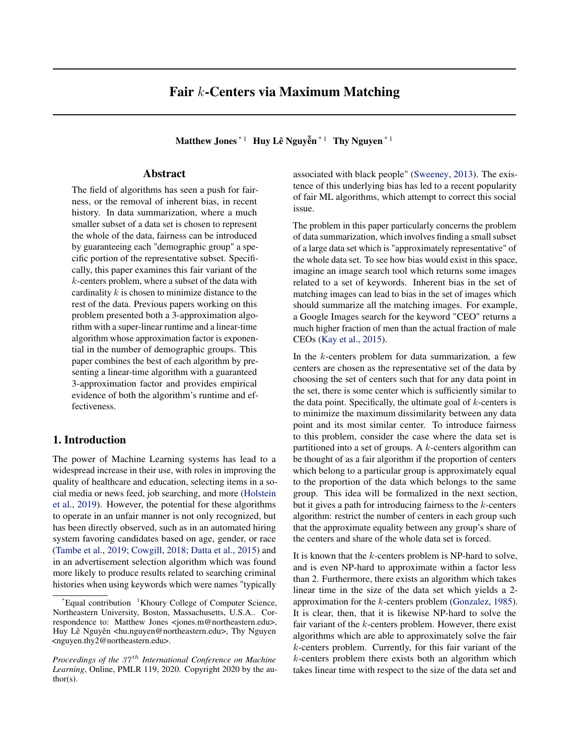# Fair $k$-Centers via Maximum Matching

**Matthew Jones** [*1] **Huy Lê Nguyễn** [*1] **Thy Nguyen** [*1]

## Abstract

The field of algorithms has seen a push for fairness, or the removal of inherent bias, in recent history. In data summarization, where a much smaller subset of a data set is chosen to represent the whole of the data, fairness can be introduced by guaranteeing each "demographic group" a specific portion of the representative subset. Specifically, this paper examines this fair variant of the $k$-centers problem, where a subset of the data with cardinality $k$ is chosen to minimize distance to the rest of the data. Previous papers working on this problem presented both a 3-approximation algorithm with a super-linear runtime and a linear-time algorithm whose approximation factor is exponential in the number of demographic groups. This paper combines the best of each algorithm by presenting a linear-time algorithm with a guaranteed 3-approximation factor and provides empirical evidence of both the algorithm's runtime and effectiveness.

## 1. Introduction

The power of Machine Learning systems has lead to a widespread increase in their use, with roles in improving the quality of healthcare and education, selecting items in a social media or news feed, job searching, and more (Holstein et al., 2019). However, the potential for these algorithms to operate in an unfair manner is not only recognized, but has been directly observed, such as in an automated hiring system favoring candidates based on age, gender, or race (Tambe et al., 2019; Cowgill, 2018; Datta et al., 2015) and in an advertisement selection algorithm which was found more likely to produce results related to searching criminal histories when using keywords which were names "typically associated with black people" (Sweeney, 2013). The existence of this underlying bias has led to a recent popularity of fair ML algorithms, which attempt to correct this social issue.

The problem in this paper particularly concerns the problem of data summarization, which involves finding a small subset of a large data set which is "approximately representative" of the whole data set. To see how bias would exist in this space, imagine an image search tool which returns some images related to a set of keywords. Inherent bias in the set of matching images can lead to bias in the set of images which should summarize all the matching images. For example, a Google Images search for the keyword "CEO" returns a much higher fraction of men than the actual fraction of male CEOs (Kay et al., 2015).

In the $k$-centers problem for data summarization, a few centers are chosen as the representative set of the data by choosing the set of centers such that for any data point in the set, there is some center which is sufficiently similar to the data point. Specifically, the ultimate goal of $k$-centers is to minimize the maximum dissimilarity between any data point and its most similar center. To introduce fairness to this problem, consider the case where the data set is partitioned into a set of groups. A $k$-centers algorithm can be thought of as a fair algorithm if the proportion of centers which belong to a particular group is approximately equal to the proportion of the data which belongs to the same group. This idea will be formalized in the next section, but it gives a path for introducing fairness to the $k$-centers algorithm: restrict the number of centers in each group such that the approximate equality between any group's share of the centers and share of the whole data set is forced.

It is known that the $k$-centers problem is NP-hard to solve, and is even NP-hard to approximate within a factor less than 2. Furthermore, there exists an algorithm which takes linear time in the size of the data set which yields a 2-approximation for the $k$-centers problem (Gonzalez, 1985). It is clear, then, that it is likewise NP-hard to solve the fair variant of the $k$-centers problem. However, there exist algorithms which are able to approximately solve the fair $k$-centers problem. Currently, for this fair variant of the $k$-centers problem there exists both an algorithm which takes linear time with respect to the size of the data set and

---

[*] Equal contribution [1] Khoury College of Computer Science, Northeastern University, Boston, Massachusetts, U.S.A.. Correspondence to: Matthew Jones <jones.m@northeastern.edu>, Huy Lê Nguyên <hu.nguyen@northeastern.edu>, Thy Nguyen <nguyen.thy2@northeastern.edu>.

*Proceedings of the 37th International Conference on Machine Learning*, Online, PMLR 119, 2020. Copyright 2020 by the author(s).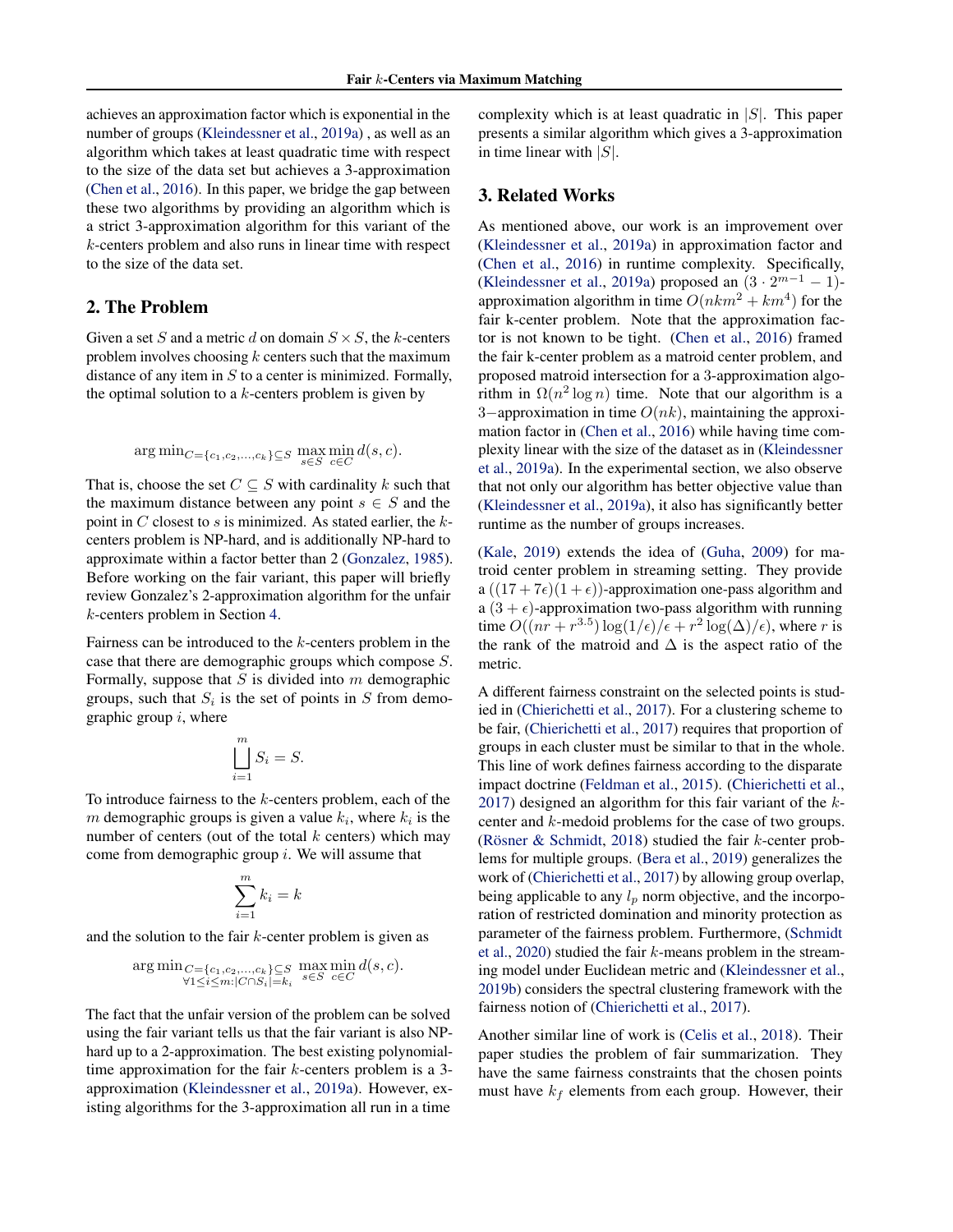achieves an approximation factor which is exponential in the number of groups (Kleindessner et al., 2019a) , as well as an algorithm which takes at least quadratic time with respect to the size of the data set but achieves a 3-approximation (Chen et al., 2016). In this paper, we bridge the gap between these two algorithms by providing an algorithm which is a strict 3-approximation algorithm for this variant of the $k$-centers problem and also runs in linear time with respect to the size of the data set.

## 2. The Problem

Given a set $S$ and a metric $d$ on domain $S \times S$, the $k$-centers problem involves choosing $k$ centers such that the maximum distance of any item in $S$ to a center is minimized. Formally, the optimal solution to a $k$-centers problem is given by

$$\arg\min_{C=\{c_1,c_2,\ldots,c_k\}\subseteq S} \max_{s\in S} \min_{c\in C} d(s,c).$$

That is, choose the set $C \subseteq S$ with cardinality $k$ such that the maximum distance between any point $s \in S$ and the point in $C$ closest to $s$ is minimized. As stated earlier, the $k$-centers problem is NP-hard, and is additionally NP-hard to approximate within a factor better than 2 (Gonzalez, 1985). Before working on the fair variant, this paper will briefly review Gonzalez's 2-approximation algorithm for the unfair $k$-centers problem in Section 4.

Fairness can be introduced to the $k$-centers problem in the case that there are demographic groups which compose $S$. Formally, suppose that $S$ is divided into $m$ demographic groups, such that $S_i$ is the set of points in $S$ from demographic group $i$, where

$$\bigsqcup_{i=1}^{m} S_i = S.$$

To introduce fairness to the $k$-centers problem, each of the $m$ demographic groups is given a value $k_i$, where $k_i$ is the number of centers (out of the total $k$ centers) which may come from demographic group $i$. We will assume that

$$\sum_{i=1}^{m} k_i = k$$

and the solution to the fair $k$-center problem is given as

$$\arg\min_{\substack{C=\{c_1,c_2,\ldots,c_k\}\subseteq S \\ \forall 1\leq i\leq m:|C\cap S_i|=k_i}} \max_{s\in S} \min_{c\in C} d(s,c).$$

The fact that the unfair version of the problem can be solved using the fair variant tells us that the fair variant is also NP-hard up to a 2-approximation. The best existing polynomial-time approximation for the fair $k$-centers problem is a 3-approximation (Kleindessner et al., 2019a). However, existing algorithms for the 3-approximation all run in a time complexity which is at least quadratic in $|S|$. This paper presents a similar algorithm which gives a 3-approximation in time linear with $|S|$.

## 3. Related Works

As mentioned above, our work is an improvement over (Kleindessner et al., 2019a) in approximation factor and (Chen et al., 2016) in runtime complexity. Specifically, (Kleindessner et al., 2019a) proposed an $(3 \cdot 2^{m-1} - 1)$-approximation algorithm in time $O(nkm^2 + km^4)$ for the fair k-center problem. Note that the approximation factor is not known to be tight. (Chen et al., 2016) framed the fair k-center problem as a matroid center problem, and proposed matroid intersection for a 3-approximation algorithm in $\Omega(n^2 \log n)$ time. Note that our algorithm is a $3-$approximation in time $O(nk)$, maintaining the approximation factor in (Chen et al., 2016) while having time complexity linear with the size of the dataset as in (Kleindessner et al., 2019a). In the experimental section, we also observe that not only our algorithm has better objective value than (Kleindessner et al., 2019a), it also has significantly better runtime as the number of groups increases.

(Kale, 2019) extends the idea of (Guha, 2009) for matroid center problem in streaming setting. They provide a $((17 + 7\epsilon)(1 + \epsilon))$-approximation one-pass algorithm and a $(3 + \epsilon)$-approximation two-pass algorithm with running time $O((nr + r^{3.5}) \log(1/\epsilon)/\epsilon + r^2 \log(\Delta)/\epsilon)$, where $r$ is the rank of the matroid and $\Delta$ is the aspect ratio of the metric.

A different fairness constraint on the selected points is studied in (Chierichetti et al., 2017). For a clustering scheme to be fair, (Chierichetti et al., 2017) requires that proportion of groups in each cluster must be similar to that in the whole. This line of work defines fairness according to the disparate impact doctrine (Feldman et al., 2015). (Chierichetti et al., 2017) designed an algorithm for this fair variant of the $k$-center and $k$-medoid problems for the case of two groups. (Rösner & Schmidt, 2018) studied the fair $k$-center problems for multiple groups. (Bera et al., 2019) generalizes the work of (Chierichetti et al., 2017) by allowing group overlap, being applicable to any $l_p$ norm objective, and the incorporation of restricted domination and minority protection as parameter of the fairness problem. Furthermore, (Schmidt et al., 2020) studied the fair $k$-means problem in the streaming model under Euclidean metric and (Kleindessner et al., 2019b) considers the spectral clustering framework with the fairness notion of (Chierichetti et al., 2017).

Another similar line of work is (Celis et al., 2018). Their paper studies the problem of fair summarization. They have the same fairness constraints that the chosen points must have $k_f$ elements from each group. However, their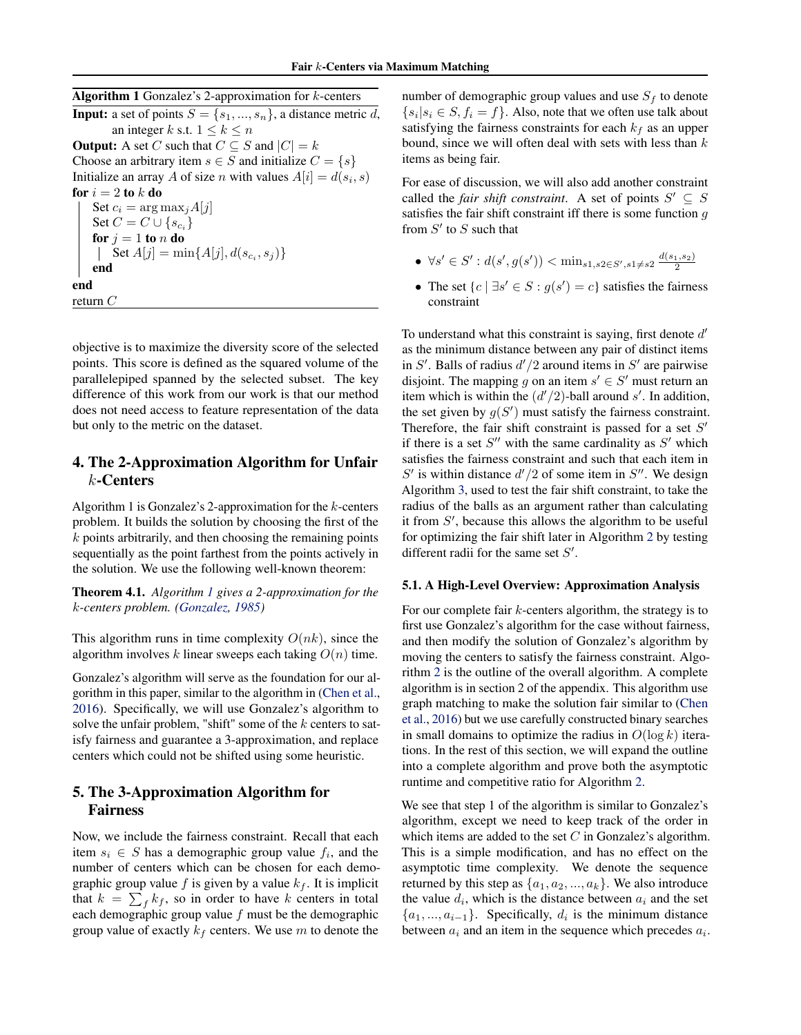**Algorithm 1** Gonzalez's 2-approximation for $k$-centers

```
Input: a set of points S = {s_1, ..., s_n}, a distance metric d,
       an integer k s.t. 1 ≤ k ≤ n
Output: A set C such that C ⊆ S and |C| = k
Choose an arbitrary item s ∈ S and initialize C = {s}
Initialize an array A of size n with values A[i] = d(s_i, s)
for i = 2 to k do
    Set c_i = argmax_j A[j]
    Set C = C ∪ {s_{c_i}}
    for j = 1 to n do
        Set A[j] = min{A[j], d(s_{c_i}, s_j)}
    end
end
return C
```

objective is to maximize the diversity score of the selected points. This score is defined as the squared volume of the parallelepiped spanned by the selected subset. The key difference of this work from our work is that our method does not need access to feature representation of the data but only to the metric on the dataset.

## 4. The 2-Approximation Algorithm for Unfair $k$-Centers

Algorithm 1 is Gonzalez's 2-approximation for the $k$-centers problem. It builds the solution by choosing the first of the $k$ points arbitrarily, and then choosing the remaining points sequentially as the point farthest from the points actively in the solution. We use the following well-known theorem:

**Theorem 4.1.** *Algorithm 1 gives a 2-approximation for the $k$-centers problem. (Gonzalez, 1985)*

This algorithm runs in time complexity $O(nk)$, since the algorithm involves $k$ linear sweeps each taking $O(n)$ time.

Gonzalez's algorithm will serve as the foundation for our algorithm in this paper, similar to the algorithm in (Chen et al., 2016). Specifically, we will use Gonzalez's algorithm to solve the unfair problem, "shift" some of the $k$ centers to satisfy fairness and guarantee a 3-approximation, and replace centers which could not be shifted using some heuristic.

## 5. The 3-Approximation Algorithm for Fairness

Now, we include the fairness constraint. Recall that each item $s_i \in S$ has a demographic group value $f_i$, and the number of centers which can be chosen for each demographic group value $f$ is given by a value $k_f$. It is implicit that $k = \sum_f k_f$, so in order to have $k$ centers in total each demographic group value $f$ must be the demographic group value of exactly $k_f$ centers. We use $m$ to denote the number of demographic group values and use $S_f$ to denote $\{s_i | s_i \in S, f_i = f\}$. Also, note that we often use talk about satisfying the fairness constraints for each $k_f$ as an upper bound, since we will often deal with sets with less than $k$ items as being fair.

For ease of discussion, we will also add another constraint called the *fair shift constraint*. A set of points $S' \subseteq S$ satisfies the fair shift constraint iff there is some function $g$ from $S'$ to $S$ such that

- $\forall s' \in S' : d(s', g(s')) < \min_{s1, s2 \in S', s1 \neq s2} \frac{d(s_1, s_2)}{2}$
- The set $\{c \mid \exists s' \in S : g(s') = c\}$ satisfies the fairness constraint

To understand what this constraint is saying, first denote $d'$ as the minimum distance between any pair of distinct items in $S'$. Balls of radius $d'/2$ around items in $S'$ are pairwise disjoint. The mapping $g$ on an item $s' \in S'$ must return an item which is within the $(d'/2)$-ball around $s'$. In addition, the set given by $g(S')$ must satisfy the fairness constraint. Therefore, the fair shift constraint is passed for a set $S'$ if there is a set $S''$ with the same cardinality as $S'$ which satisfies the fairness constraint and such that each item in $S'$ is within distance $d'/2$ of some item in $S''$. We design Algorithm 3, used to test the fair shift constraint, to take the radius of the balls as an argument rather than calculating it from $S'$, because this allows the algorithm to be useful for optimizing the fair shift later in Algorithm 2 by testing different radii for the same set $S'$.

### 5.1. A High-Level Overview: Approximation Analysis

For our complete fair $k$-centers algorithm, the strategy is to first use Gonzalez's algorithm for the case without fairness, and then modify the solution of Gonzalez's algorithm by moving the centers to satisfy the fairness constraint. Algorithm 2 is the outline of the overall algorithm. A complete algorithm is in section 2 of the appendix. This algorithm use graph matching to make the solution fair similar to (Chen et al., 2016) but we use carefully constructed binary searches in small domains to optimize the radius in $O(\log k)$ iterations. In the rest of this section, we will expand the outline into a complete algorithm and prove both the asymptotic runtime and competitive ratio for Algorithm 2.

We see that step 1 of the algorithm is similar to Gonzalez's algorithm, except we need to keep track of the order in which items are added to the set $C$ in Gonzalez's algorithm. This is a simple modification, and has no effect on the asymptotic time complexity. We denote the sequence returned by this step as $\{a_1, a_2, ..., a_k\}$. We also introduce the value $d_i$, which is the distance between $a_i$ and the set $\{a_1, ..., a_{i-1}\}$. Specifically, $d_i$ is the minimum distance between $a_i$ and an item in the sequence which precedes $a_i$.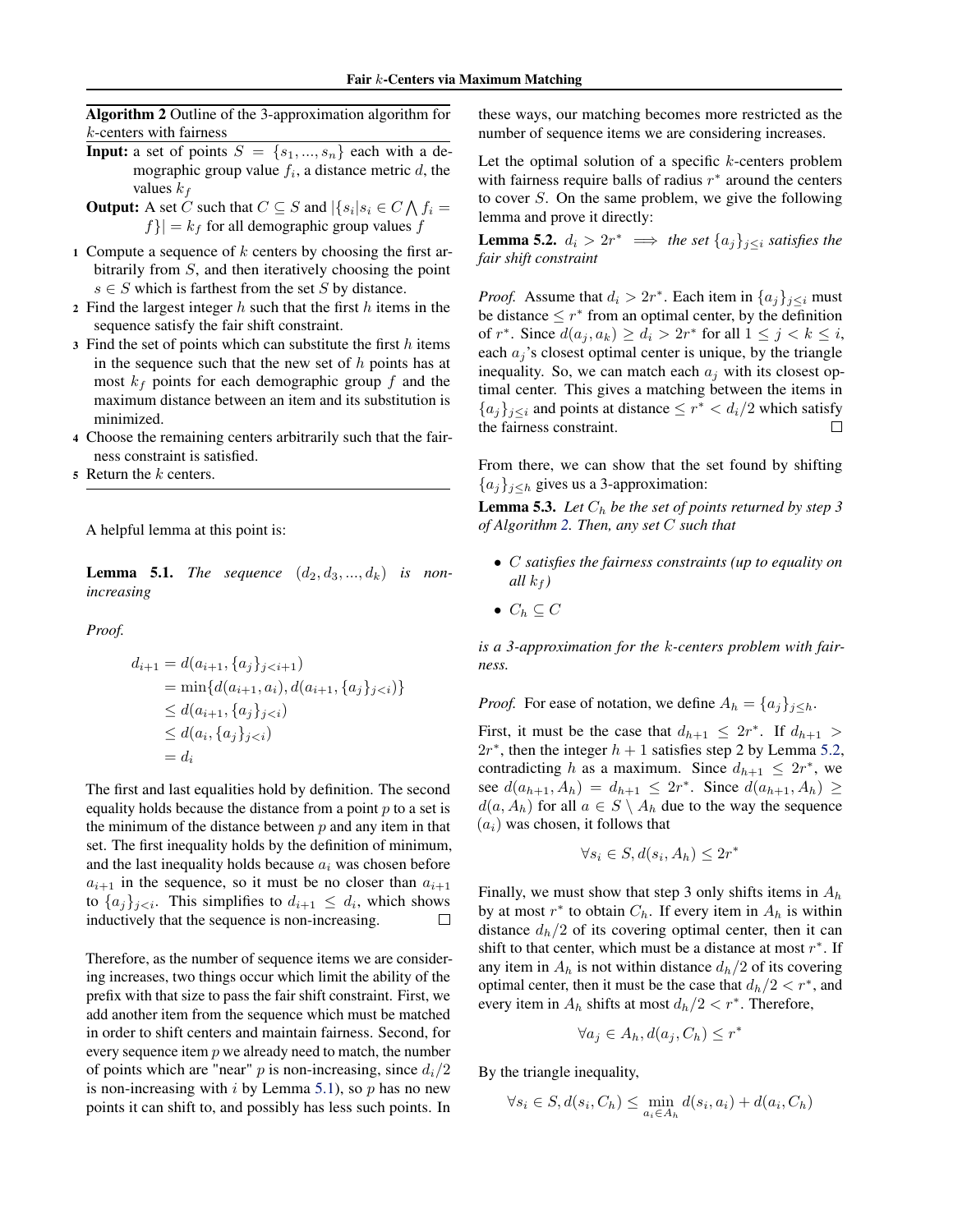**Algorithm 2** Outline of the 3-approximation algorithm for $k$-centers with fairness

**Input:** a set of points $S = \{s_1, ..., s_n\}$ each with a demographic group value $f_i$, a distance metric $d$, the values $k_f$

**Output:** A set $C$ such that $C \subseteq S$ and $|\{s_i | s_i \in C \bigwedge f_i = f\}| = k_f$ for all demographic group values $f$

1. Compute a sequence of $k$ centers by choosing the first arbitrarily from $S$, and then iteratively choosing the point $s \in S$ which is farthest from the set $S$ by distance.
2. Find the largest integer $h$ such that the first $h$ items in the sequence satisfy the fair shift constraint.
3. Find the set of points which can substitute the first $h$ items in the sequence such that the new set of $h$ points has at most $k_f$ points for each demographic group $f$ and the maximum distance between an item and its substitution is minimized.
4. Choose the remaining centers arbitrarily such that the fairness constraint is satisfied.
5. Return the $k$ centers.

A helpful lemma at this point is:

**Lemma 5.1.** *The sequence* $(d_2, d_3, ..., d_k)$ *is non-increasing*

*Proof.*

$$
\begin{aligned}
d_{i+1} &= d(a_{i+1}, \{a_j\}_{j<i+1}) \\
&= \min\{d(a_{i+1}, a_i), d(a_{i+1}, \{a_j\}_{j<i})\} \\
&\leq d(a_{i+1}, \{a_j\}_{j<i}) \\
&\leq d(a_i, \{a_j\}_{j<i}) \\
&= d_i
\end{aligned}
$$

The first and last equalities hold by definition. The second equality holds because the distance from a point $p$ to a set is the minimum of the distance between $p$ and any item in that set. The first inequality holds by the definition of minimum, and the last inequality holds because $a_i$ was chosen before $a_{i+1}$ in the sequence, so it must be no closer than $a_{i+1}$ to $\{a_j\}_{j<i}$. This simplifies to $d_{i+1} \leq d_i$, which shows inductively that the sequence is non-increasing. ☐

Therefore, as the number of sequence items we are considering increases, two things occur which limit the ability of the prefix with that size to pass the fair shift constraint. First, we add another item from the sequence which must be matched in order to shift centers and maintain fairness. Second, for every sequence item $p$ we already need to match, the number of points which are "near" $p$ is non-increasing, since $d_i/2$ is non-increasing with $i$ by Lemma 5.1), so $p$ has no new points it can shift to, and possibly has less such points. In these ways, our matching becomes more restricted as the number of sequence items we are considering increases.

Let the optimal solution of a specific $k$-centers problem with fairness require balls of radius $r^*$ around the centers to cover $S$. On the same problem, we give the following lemma and prove it directly:

**Lemma 5.2.** $d_i > 2r^* \implies$ *the set* $\{a_j\}_{j \leq i}$ *satisfies the fair shift constraint*

*Proof.* Assume that $d_i > 2r^*$. Each item in $\{a_j\}_{j \leq i}$ must be distance $\leq r^*$ from an optimal center, by the definition of $r^*$. Since $d(a_j, a_k) \geq d_i > 2r^*$ for all $1 \leq j < k \leq i$, each $a_j$'s closest optimal center is unique, by the triangle inequality. So, we can match each $a_j$ with its closest optimal center. This gives a matching between the items in $\{a_j\}_{j \leq i}$ and points at distance $\leq r^* < d_i/2$ which satisfy the fairness constraint. ☐

From there, we can show that the set found by shifting $\{a_j\}_{j \leq h}$ gives us a 3-approximation:

**Lemma 5.3.** *Let* $C_h$ *be the set of points returned by step 3 of Algorithm 2. Then, any set* $C$ *such that*

- *$C$ satisfies the fairness constraints (up to equality on all $k_f$)*
- $C_h \subseteq C$

*is a 3-approximation for the k-centers problem with fairness.*

*Proof.* For ease of notation, we define $A_h = \{a_j\}_{j \leq h}$.

First, it must be the case that $d_{h+1} \leq 2r^*$. If $d_{h+1} > 2r^*$, then the integer $h+1$ satisfies step 2 by Lemma 5.2, contradicting $h$ as a maximum. Since $d_{h+1} \leq 2r^*$, we see $d(a_{h+1}, A_h) = d_{h+1} \leq 2r^*$. Since $d(a_{h+1}, A_h) \geq d(a, A_h)$ for all $a \in S \setminus A_h$ due to the way the sequence $(a_i)$ was chosen, it follows that

$$\forall s_i \in S, d(s_i, A_h) \leq 2r^*$$

Finally, we must show that step 3 only shifts items in $A_h$ by at most $r^*$ to obtain $C_h$. If every item in $A_h$ is within distance $d_h/2$ of its covering optimal center, then it can shift to that center, which must be a distance at most $r^*$. If any item in $A_h$ is not within distance $d_h/2$ of its covering optimal center, then it must be the case that $d_h/2 < r^*$, and every item in $A_h$ shifts at most $d_h/2 < r^*$. Therefore,

$$\forall a_j \in A_h, d(a_j, C_h) \leq r^*$$

By the triangle inequality,

$$\forall s_i \in S, d(s_i, C_h) \leq \min_{a_i \in A_h} d(s_i, a_i) + d(a_i, C_h)$$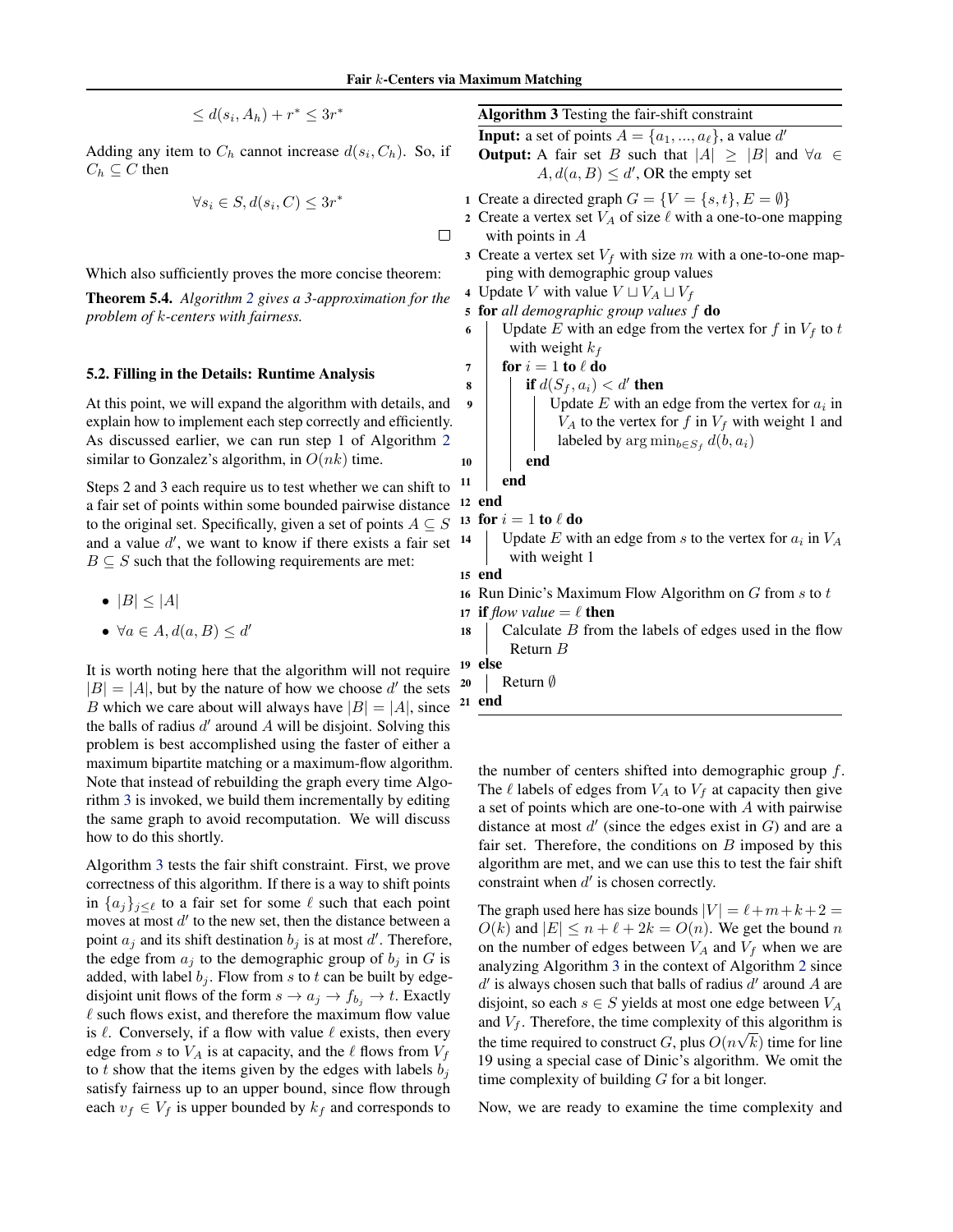$$\leq d(s_i, A_h) + r^* \leq 3r^*$$

Adding any item to $C_h$ cannot increase $d(s_i, C_h)$. So, if $C_h \subseteq C$ then

$$\forall s_i \in S, d(s_i, C) \leq 3r^*$$

□

Which also sufficiently proves the more concise theorem:

**Theorem 5.4.** *Algorithm 2 gives a 3-approximation for the problem of k-centers with fairness.*

### 5.2. Filling in the Details: Runtime Analysis

At this point, we will expand the algorithm with details, and explain how to implement each step correctly and efficiently. As discussed earlier, we can run step 1 of Algorithm 2 similar to Gonzalez's algorithm, in $O(nk)$ time.

Steps 2 and 3 each require us to test whether we can shift to a fair set of points within some bounded pairwise distance to the original set. Specifically, given a set of points $A \subseteq S$ and a value $d'$, we want to know if there exists a fair set $B \subseteq S$ such that the following requirements are met:

- $|B| \leq |A|$
- $\forall a \in A, d(a, B) \leq d'$

It is worth noting here that the algorithm will not require $|B| = |A|$, but by the nature of how we choose $d'$ the sets $B$ which we care about will always have $|B| = |A|$, since the balls of radius $d'$ around $A$ will be disjoint. Solving this problem is best accomplished using the faster of either a maximum bipartite matching or a maximum-flow algorithm. Note that instead of rebuilding the graph every time Algorithm 3 is invoked, we build them incrementally by editing the same graph to avoid recomputation. We will discuss how to do this shortly.

Algorithm 3 tests the fair shift constraint. First, we prove correctness of this algorithm. If there is a way to shift points in $\{a_j\}_{j \leq \ell}$ to a fair set for some $\ell$ such that each point moves at most $d'$ to the new set, then the distance between a point $a_j$ and its shift destination $b_j$ is at most $d'$. Therefore, the edge from $a_j$ to the demographic group of $b_j$ in $G$ is added, with label $b_j$. Flow from $s$ to $t$ can be built by edge-disjoint unit flows of the form $s \to a_j \to f_{b_j} \to t$. Exactly $\ell$ such flows exist, and therefore the maximum flow value is $\ell$. Conversely, if a flow with value $\ell$ exists, then every edge from $s$ to $V_A$ is at capacity, and the $\ell$ flows from $V_f$ to $t$ show that the items given by the edges with labels $b_j$ satisfy fairness up to an upper bound, since flow through each $v_f \in V_f$ is upper bounded by $k_f$ and corresponds to the number of centers shifted into demographic group $f$. The $\ell$ labels of edges from $V_A$ to $V_f$ at capacity then give a set of points which are one-to-one with $A$ with pairwise distance at most $d'$ (since the edges exist in $G$) and are a fair set. Therefore, the conditions on $B$ imposed by this algorithm are met, and we can use this to test the fair shift constraint when $d'$ is chosen correctly.

---

**Algorithm 3** Testing the fair-shift constraint

**Input:** a set of points $A = \{a_1, ..., a_\ell\}$, a value $d'$

**Output:** A fair set $B$ such that $|A| \geq |B|$ and $\forall a \in A, d(a, B) \leq d'$, OR the empty set

```
1  Create a directed graph G = {V = {s,t}, E = ∅}
2  Create a vertex set V_A of size ℓ with a one-to-one mapping
   with points in A
3  Create a vertex set V_f with size m with a one-to-one mapping
   with demographic group values
4  Update V with value V ⊔ V_A ⊔ V_f
5  for all demographic group values f do
6      Update E with an edge from the vertex for f in V_f to t
       with weight k_f
7      for i = 1 to ℓ do
8          if d(S_f, a_i) < d' then
9              Update E with an edge from the vertex for a_i in
               V_A to the vertex for f in V_f with weight 1 and
               labeled by argmin_{b ∈ S_f} d(b, a_i)
10         end
11     end
12 end
13 for i = 1 to ℓ do
14     Update E with an edge from s to the vertex for a_i in V_A
       with weight 1
15 end
16 Run Dinic's Maximum Flow Algorithm on G from s to t
17 if flow value = ℓ then
18     Calculate B from the labels of edges used in the flow
       Return B
19 else
20     Return ∅
21 end
```

---

The graph used here has size bounds $|V| = \ell + m + k + 2 = O(k)$ and $|E| \leq n + \ell + 2k = O(n)$. We get the bound $n$ on the number of edges between $V_A$ and $V_f$ when we are analyzing Algorithm 3 in the context of Algorithm 2 since $d'$ is always chosen such that balls of radius $d'$ around $A$ are disjoint, so each $s \in S$ yields at most one edge between $V_A$ and $V_f$. Therefore, the time complexity of this algorithm is the time required to construct $G$, plus $O(n\sqrt{k})$ time for line 19 using a special case of Dinic's algorithm. We omit the time complexity of building $G$ for a bit longer.

Now, we are ready to examine the time complexity and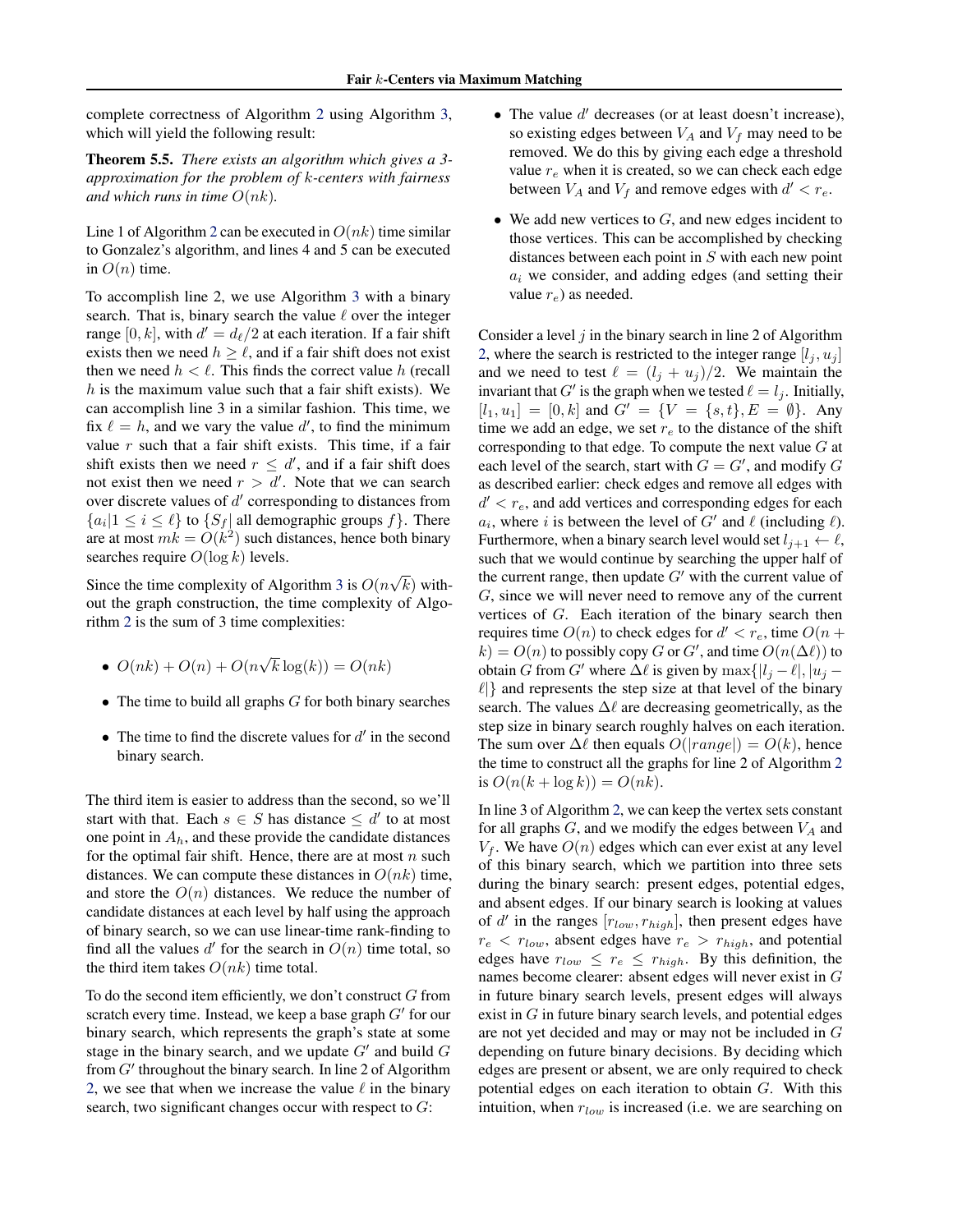complete correctness of Algorithm 2 using Algorithm 3, which will yield the following result:

**Theorem 5.5.** *There exists an algorithm which gives a 3-approximation for the problem of $k$-centers with fairness and which runs in time $O(nk)$.*

Line 1 of Algorithm 2 can be executed in $O(nk)$ time similar to Gonzalez's algorithm, and lines 4 and 5 can be executed in $O(n)$ time.

To accomplish line 2, we use Algorithm 3 with a binary search. That is, binary search the value $\ell$ over the integer range $[0, k]$, with $d' = d_\ell/2$ at each iteration. If a fair shift exists then we need $h \geq \ell$, and if a fair shift does not exist then we need $h < \ell$. This finds the correct value $h$ (recall $h$ is the maximum value such that a fair shift exists). We can accomplish line 3 in a similar fashion. This time, we fix $\ell = h$, and we vary the value $d'$, to find the minimum value $r$ such that a fair shift exists. This time, if a fair shift exists then we need $r \leq d'$, and if a fair shift does not exist then we need $r > d'$. Note that we can search over discrete values of $d'$ corresponding to distances from $\{a_i | 1 \leq i \leq \ell\}$ to $\{S_f |$ all demographic groups $f\}$. There are at most $mk = O(k^2)$ such distances, hence both binary searches require $O(\log k)$ levels.

Since the time complexity of Algorithm 3 is $O(n\sqrt{k})$ without the graph construction, the time complexity of Algorithm 2 is the sum of 3 time complexities:

- $O(nk) + O(n) + O(n\sqrt{k}\log(k)) = O(nk)$
- The time to build all graphs $G$ for both binary searches
- The time to find the discrete values for $d'$ in the second binary search.

The third item is easier to address than the second, so we'll start with that. Each $s \in S$ has distance $\leq d'$ to at most one point in $A_h$, and these provide the candidate distances for the optimal fair shift. Hence, there are at most $n$ such distances. We can compute these distances in $O(nk)$ time, and store the $O(n)$ distances. We reduce the number of candidate distances at each level by half using the approach of binary search, so we can use linear-time rank-finding to find all the values $d'$ for the search in $O(n)$ time total, so the third item takes $O(nk)$ time total.

To do the second item efficiently, we don't construct $G$ from scratch every time. Instead, we keep a base graph $G'$ for our binary search, which represents the graph's state at some stage in the binary search, and we update $G'$ and build $G$ from $G'$ throughout the binary search. In line 2 of Algorithm 2, we see that when we increase the value $\ell$ in the binary search, two significant changes occur with respect to $G$:

- The value $d'$ decreases (or at least doesn't increase), so existing edges between $V_A$ and $V_f$ may need to be removed. We do this by giving each edge a threshold value $r_e$ when it is created, so we can check each edge between $V_A$ and $V_f$ and remove edges with $d' < r_e$.
- We add new vertices to $G$, and new edges incident to those vertices. This can be accomplished by checking distances between each point in $S$ with each new point $a_i$ we consider, and adding edges (and setting their value $r_e$) as needed.

Consider a level $j$ in the binary search in line 2 of Algorithm 2, where the search is restricted to the integer range $[l_j, u_j]$ and we need to test $\ell = (l_j + u_j)/2$. We maintain the invariant that $G'$ is the graph when we tested $\ell = l_j$. Initially, $[l_1, u_1] = [0, k]$ and $G' = \{V = \{s, t\}, E = \emptyset\}$. Any time we add an edge, we set $r_e$ to the distance of the shift corresponding to that edge. To compute the next value $G$ at each level of the search, start with $G = G'$, and modify $G$ as described earlier: check edges and remove all edges with $d' < r_e$, and add vertices and corresponding edges for each $a_i$, where $i$ is between the level of $G'$ and $\ell$ (including $\ell$). Furthermore, when a binary search level would set $l_{j+1} \leftarrow \ell$, such that we would continue by searching the upper half of the current range, then update $G'$ with the current value of $G$, since we will never need to remove any of the current vertices of $G$. Each iteration of the binary search then requires time $O(n)$ to check edges for $d' < r_e$, time $O(n + k) = O(n)$ to possibly copy $G$ or $G'$, and time $O(n(\Delta\ell))$ to obtain $G$ from $G'$ where $\Delta\ell$ is given by $\max\{|l_j - \ell|, |u_j - \ell|\}$ and represents the step size at that level of the binary search. The values $\Delta\ell$ are decreasing geometrically, as the step size in binary search roughly halves on each iteration. The sum over $\Delta\ell$ then equals $O(|range|) = O(k)$, hence the time to construct all the graphs for line 2 of Algorithm 2 is $O(n(k + \log k)) = O(nk)$.

In line 3 of Algorithm 2, we can keep the vertex sets constant for all graphs $G$, and we modify the edges between $V_A$ and $V_f$. We have $O(n)$ edges which can ever exist at any level of this binary search, which we partition into three sets during the binary search: present edges, potential edges, and absent edges. If our binary search is looking at values of $d'$ in the ranges $[r_{low}, r_{high}]$, then present edges have $r_e < r_{low}$, absent edges have $r_e > r_{high}$, and potential edges have $r_{low} \leq r_e \leq r_{high}$. By this definition, the names become clearer: absent edges will never exist in $G$ in future binary search levels, present edges will always exist in $G$ in future binary search levels, and potential edges are not yet decided and may or may not be included in $G$ depending on future binary decisions. By deciding which edges are present or absent, we are only required to check potential edges on each iteration to obtain $G$. With this intuition, when $r_{low}$ is increased (i.e. we are searching on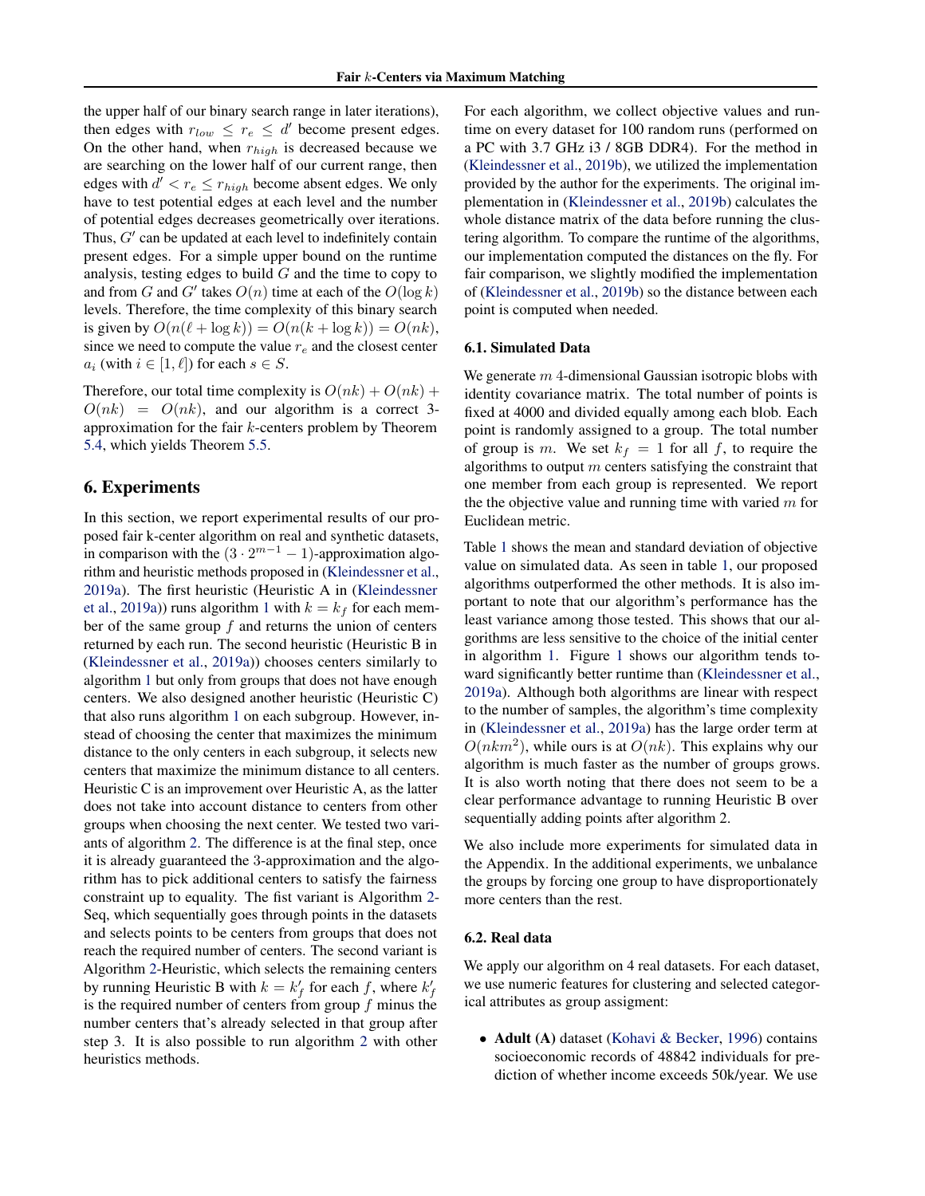the upper half of our binary search range in later iterations), then edges with $r_{low} \le r_e \le d'$ become present edges. On the other hand, when $r_{high}$ is decreased because we are searching on the lower half of our current range, then edges with $d' < r_e \le r_{high}$ become absent edges. We only have to test potential edges at each level and the number of potential edges decreases geometrically over iterations. Thus, $G'$ can be updated at each level to indefinitely contain present edges. For a simple upper bound on the runtime analysis, testing edges to build $G$ and the time to copy to and from $G$ and $G'$ takes $O(n)$ time at each of the $O(\log k)$ levels. Therefore, the time complexity of this binary search is given by $O(n(\ell + \log k)) = O(n(k + \log k)) = O(nk)$, since we need to compute the value $r_e$ and the closest center $a_i$ (with $i \in [1, \ell]$) for each $s \in S$.

Therefore, our total time complexity is $O(nk) + O(nk) + O(nk) = O(nk)$, and our algorithm is a correct 3-approximation for the fair $k$-centers problem by Theorem 5.4, which yields Theorem 5.5.

## 6. Experiments

In this section, we report experimental results of our proposed fair k-center algorithm on real and synthetic datasets, in comparison with the $(3 \cdot 2^{m-1} - 1)$-approximation algorithm and heuristic methods proposed in (Kleindessner et al., 2019a). The first heuristic (Heuristic A in (Kleindessner et al., 2019a)) runs algorithm 1 with $k = k_f$ for each member of the same group $f$ and returns the union of centers returned by each run. The second heuristic (Heuristic B in (Kleindessner et al., 2019a)) chooses centers similarly to algorithm 1 but only from groups that does not have enough centers. We also designed another heuristic (Heuristic C) that also runs algorithm 1 on each subgroup. However, instead of choosing the center that maximizes the minimum distance to the only centers in each subgroup, it selects new centers that maximize the minimum distance to all centers. Heuristic C is an improvement over Heuristic A, as the latter does not take into account distance to centers from other groups when choosing the next center. We tested two variants of algorithm 2. The difference is at the final step, once it is already guaranteed the 3-approximation and the algorithm has to pick additional centers to satisfy the fairness constraint up to equality. The fist variant is Algorithm 2-Seq, which sequentially goes through points in the datasets and selects points to be centers from groups that does not reach the required number of centers. The second variant is Algorithm 2-Heuristic, which selects the remaining centers by running Heuristic B with $k = k'_f$ for each $f$, where $k'_f$ is the required number of centers from group $f$ minus the number centers that's already selected in that group after step 3. It is also possible to run algorithm 2 with other heuristics methods.

For each algorithm, we collect objective values and runtime on every dataset for 100 random runs (performed on a PC with 3.7 GHz i3 / 8GB DDR4). For the method in (Kleindessner et al., 2019b), we utilized the implementation provided by the author for the experiments. The original implementation in (Kleindessner et al., 2019b) calculates the whole distance matrix of the data before running the clustering algorithm. To compare the runtime of the algorithms, our implementation computed the distances on the fly. For fair comparison, we slightly modified the implementation of (Kleindessner et al., 2019b) so the distance between each point is computed when needed.

### 6.1. Simulated Data

We generate $m$ 4-dimensional Gaussian isotropic blobs with identity covariance matrix. The total number of points is fixed at 4000 and divided equally among each blob. Each point is randomly assigned to a group. The total number of group is $m$. We set $k_f = 1$ for all $f$, to require the algorithms to output $m$ centers satisfying the constraint that one member from each group is represented. We report the the objective value and running time with varied $m$ for Euclidean metric.

Table 1 shows the mean and standard deviation of objective value on simulated data. As seen in table 1, our proposed algorithms outperformed the other methods. It is also important to note that our algorithm's performance has the least variance among those tested. This shows that our algorithms are less sensitive to the choice of the initial center in algorithm 1. Figure 1 shows our algorithm tends toward significantly better runtime than (Kleindessner et al., 2019a). Although both algorithms are linear with respect to the number of samples, the algorithm's time complexity in (Kleindessner et al., 2019a) has the large order term at $O(nkm^2)$, while ours is at $O(nk)$. This explains why our algorithm is much faster as the number of groups grows. It is also worth noting that there does not seem to be a clear performance advantage to running Heuristic B over sequentially adding points after algorithm 2.

We also include more experiments for simulated data in the Appendix. In the additional experiments, we unbalance the groups by forcing one group to have disproportionately more centers than the rest.

### 6.2. Real data

We apply our algorithm on 4 real datasets. For each dataset, we use numeric features for clustering and selected categorical attributes as group assigment:

- **Adult (A)** dataset (Kohavi & Becker, 1996) contains socioeconomic records of 48842 individuals for prediction of whether income exceeds 50k/year. We use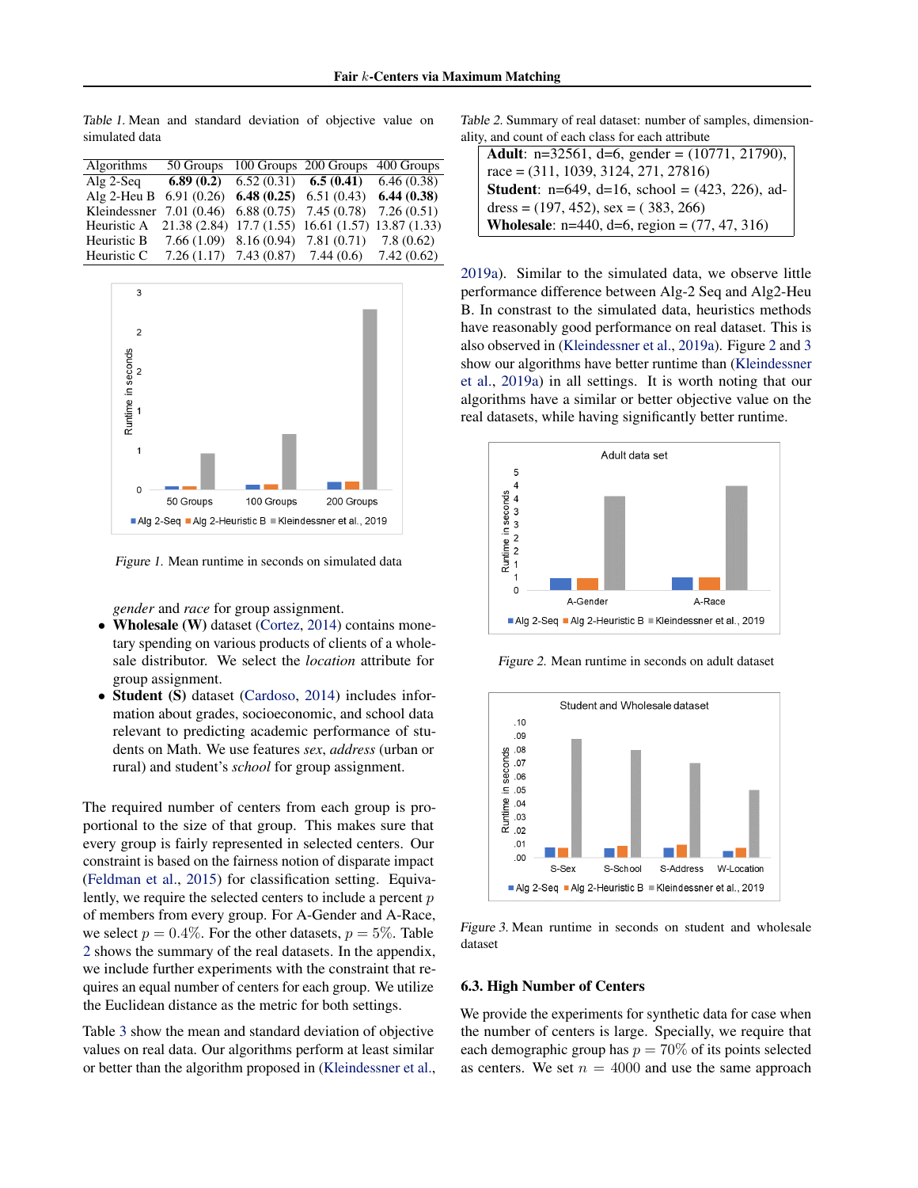Table 1. Mean and standard deviation of objective value on simulated data

| Algorithms | 50 Groups | 100 Groups | 200 Groups | 400 Groups |
|---|---|---|---|---|
| Alg 2-Seq | **6.89 (0.2)** | 6.52 (0.31) | **6.5 (0.41)** | 6.46 (0.38) |
| Alg 2-Heu B | 6.91 (0.26) | **6.48 (0.25)** | 6.51 (0.43) | **6.44 (0.38)** |
| Kleindessner | 7.01 (0.46) | 6.88 (0.75) | 7.45 (0.78) | 7.26 (0.51) |
| Heuristic A | 21.38 (2.84) | 17.7 (1.55) | 16.61 (1.57) | 13.87 (1.33) |
| Heuristic B | 7.66 (1.09) | 8.16 (0.94) | 7.81 (0.71) | 7.8 (0.62) |
| Heuristic C | 7.26 (1.17) | 7.43 (0.87) | 7.44 (0.6) | 7.42 (0.62) |

Figure 1. Mean runtime in seconds on simulated data

*gender* and *race* for group assignment.

- **Wholesale (W)** dataset (Cortez, 2014) contains monetary spending on various products of clients of a wholesale distributor. We select the *location* attribute for group assignment.
- **Student (S)** dataset (Cardoso, 2014) includes information about grades, socioeconomic, and school data relevant to predicting academic performance of students on Math. We use features *sex*, *address* (urban or rural) and student's *school* for group assignment.

The required number of centers from each group is proportional to the size of that group. This makes sure that every group is fairly represented in selected centers. Our constraint is based on the fairness notion of disparate impact (Feldman et al., 2015) for classification setting. Equivalently, we require the selected centers to include a percent $p$ of members from every group. For A-Gender and A-Race, we select $p = 0.4\%$. For the other datasets, $p = 5\%$. Table 2 shows the summary of the real datasets. In the appendix, we include further experiments with the constraint that requires an equal number of centers for each group. We utilize the Euclidean distance as the metric for both settings.

Table 3 show the mean and standard deviation of objective values on real data. Our algorithms perform at least similar or better than the algorithm proposed in (Kleindessner et al., 2019a). Similar to the simulated data, we observe little performance difference between Alg-2 Seq and Alg2-Heu B. In constrast to the simulated data, heuristics methods have reasonably good performance on real dataset. This is also observed in (Kleindessner et al., 2019a). Figure 2 and 3 show our algorithms have better runtime than (Kleindessner et al., 2019a) in all settings. It is worth noting that our algorithms have a similar or better objective value on the real datasets, while having significantly better runtime.

Table 2. Summary of real dataset: number of samples, dimensionality, and count of each class for each attribute

**Adult**: n=32561, d=6, gender = (10771, 21790), race = (311, 1039, 3124, 271, 27816)
**Student**: n=649, d=16, school = (423, 226), address = (197, 452), sex = ( 383, 266)
**Wholesale**: n=440, d=6, region = (77, 47, 316)

Figure 2. Mean runtime in seconds on adult dataset

Figure 3. Mean runtime in seconds on student and wholesale dataset

### 6.3. High Number of Centers

We provide the experiments for synthetic data for case when the number of centers is large. Specially, we require that each demographic group has $p = 70\%$ of its points selected as centers. We set $n = 4000$ and use the same approach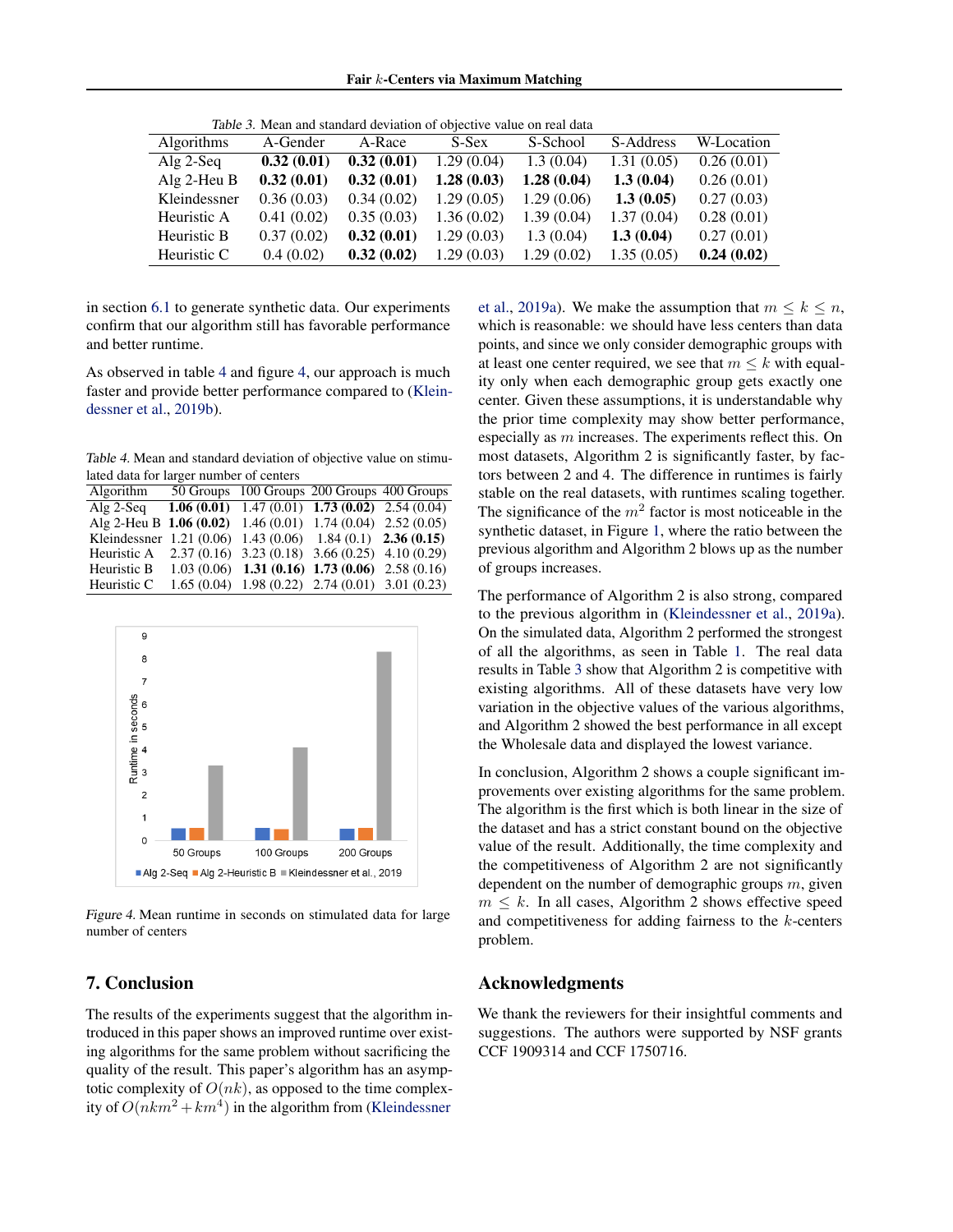*Table 3.* Mean and standard deviation of objective value on real data

| Algorithms | A-Gender | A-Race | S-Sex | S-School | S-Address | W-Location |
|---|---|---|---|---|---|---|
| Alg 2-Seq | **0.32 (0.01)** | **0.32 (0.01)** | 1.29 (0.04) | 1.3 (0.04) | 1.31 (0.05) | 0.26 (0.01) |
| Alg 2-Heu B | **0.32 (0.01)** | **0.32 (0.01)** | **1.28 (0.03)** | **1.28 (0.04)** | **1.3 (0.04)** | 0.26 (0.01) |
| Kleindessner | 0.36 (0.03) | 0.34 (0.02) | 1.29 (0.05) | 1.29 (0.06) | **1.3 (0.05)** | 0.27 (0.03) |
| Heuristic A | 0.41 (0.02) | 0.35 (0.03) | 1.36 (0.02) | 1.39 (0.04) | 1.37 (0.04) | 0.28 (0.01) |
| Heuristic B | 0.37 (0.02) | **0.32 (0.01)** | 1.29 (0.03) | 1.3 (0.04) | **1.3 (0.04)** | 0.27 (0.01) |
| Heuristic C | 0.4 (0.02) | **0.32 (0.02)** | 1.29 (0.03) | 1.29 (0.02) | 1.35 (0.05) | **0.24 (0.02)** |

in section 6.1 to generate synthetic data. Our experiments confirm that our algorithm still has favorable performance and better runtime.

As observed in table 4 and figure 4, our approach is much faster and provide better performance compared to (Kleindessner et al., 2019b).

*Table 4.* Mean and standard deviation of objective value on stimulated data for larger number of centers

| Algorithm | 50 Groups | 100 Groups | 200 Groups | 400 Groups |
|---|---|---|---|---|
| Alg 2-Seq | **1.06 (0.01)** | 1.47 (0.01) | **1.73 (0.02)** | 2.54 (0.04) |
| Alg 2-Heu B | **1.06 (0.02)** | 1.46 (0.01) | 1.74 (0.04) | 2.52 (0.05) |
| Kleindessner | 1.21 (0.06) | 1.43 (0.06) | 1.84 (0.1) | **2.36 (0.15)** |
| Heuristic A | 2.37 (0.16) | 3.23 (0.18) | 3.66 (0.25) | 4.10 (0.29) |
| Heuristic B | 1.03 (0.06) | **1.31 (0.16)** | **1.73 (0.06)** | 2.58 (0.16) |
| Heuristic C | 1.65 (0.04) | 1.98 (0.22) | 2.74 (0.01) | 3.01 (0.23) |

*Figure 4.* Mean runtime in seconds on stimulated data for large number of centers

## 7. Conclusion

The results of the experiments suggest that the algorithm introduced in this paper shows an improved runtime over existing algorithms for the same problem without sacrificing the quality of the result. This paper's algorithm has an asymptotic complexity of $O(nk)$, as opposed to the time complexity of $O(nkm^2 + km^4)$ in the algorithm from (Kleindessner et al., 2019a). We make the assumption that $m \leq k \leq n$, which is reasonable: we should have less centers than data points, and since we only consider demographic groups with at least one center required, we see that $m \leq k$ with equality only when each demographic group gets exactly one center. Given these assumptions, it is understandable why the prior time complexity may show better performance, especially as $m$ increases. The experiments reflect this. On most datasets, Algorithm 2 is significantly faster, by factors between 2 and 4. The difference in runtimes is fairly stable on the real datasets, with runtimes scaling together. The significance of the $m^2$ factor is most noticeable in the synthetic dataset, in Figure 1, where the ratio between the previous algorithm and Algorithm 2 blows up as the number of groups increases.

The performance of Algorithm 2 is also strong, compared to the previous algorithm in (Kleindessner et al., 2019a). On the simulated data, Algorithm 2 performed the strongest of all the algorithms, as seen in Table 1. The real data results in Table 3 show that Algorithm 2 is competitive with existing algorithms. All of these datasets have very low variation in the objective values of the various algorithms, and Algorithm 2 showed the best performance in all except the Wholesale data and displayed the lowest variance.

In conclusion, Algorithm 2 shows a couple significant improvements over existing algorithms for the same problem. The algorithm is the first which is both linear in the size of the dataset and has a strict constant bound on the objective value of the result. Additionally, the time complexity and the competitiveness of Algorithm 2 are not significantly dependent on the number of demographic groups $m$, given $m \leq k$. In all cases, Algorithm 2 shows effective speed and competitiveness for adding fairness to the $k$-centers problem.

## Acknowledgments

We thank the reviewers for their insightful comments and suggestions. The authors were supported by NSF grants CCF 1909314 and CCF 1750716.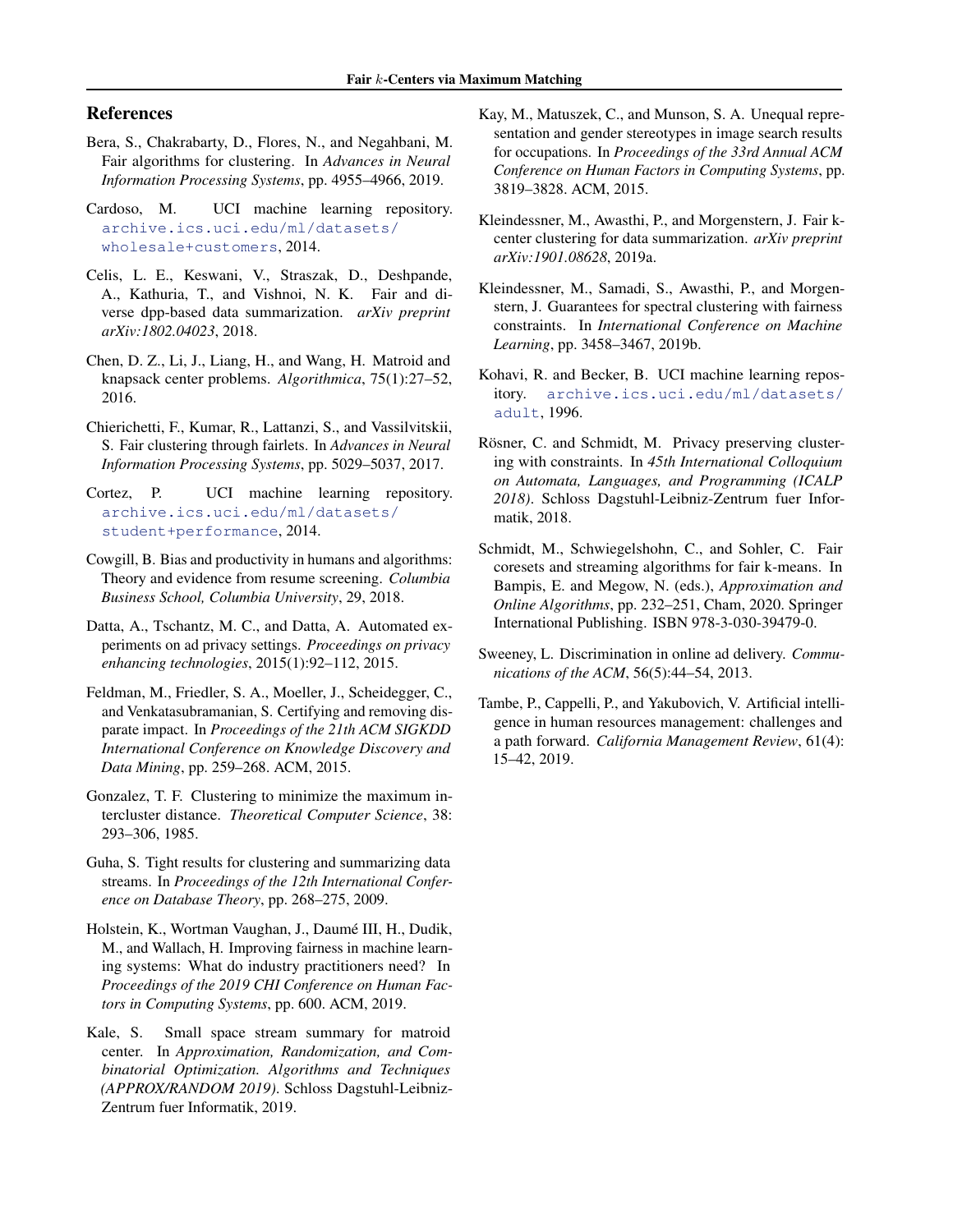## References

Bera, S., Chakrabarty, D., Flores, N., and Negahbani, M. Fair algorithms for clustering. In *Advances in Neural Information Processing Systems*, pp. 4955–4966, 2019.

Cardoso, M. UCI machine learning repository. archive.ics.uci.edu/ml/datasets/wholesale+customers, 2014.

Celis, L. E., Keswani, V., Straszak, D., Deshpande, A., Kathuria, T., and Vishnoi, N. K. Fair and diverse dpp-based data summarization. *arXiv preprint arXiv:1802.04023*, 2018.

Chen, D. Z., Li, J., Liang, H., and Wang, H. Matroid and knapsack center problems. *Algorithmica*, 75(1):27–52, 2016.

Chierichetti, F., Kumar, R., Lattanzi, S., and Vassilvitskii, S. Fair clustering through fairlets. In *Advances in Neural Information Processing Systems*, pp. 5029–5037, 2017.

Cortez, P. UCI machine learning repository. archive.ics.uci.edu/ml/datasets/student+performance, 2014.

Cowgill, B. Bias and productivity in humans and algorithms: Theory and evidence from resume screening. *Columbia Business School, Columbia University*, 29, 2018.

Datta, A., Tschantz, M. C., and Datta, A. Automated experiments on ad privacy settings. *Proceedings on privacy enhancing technologies*, 2015(1):92–112, 2015.

Feldman, M., Friedler, S. A., Moeller, J., Scheidegger, C., and Venkatasubramanian, S. Certifying and removing disparate impact. In *Proceedings of the 21th ACM SIGKDD International Conference on Knowledge Discovery and Data Mining*, pp. 259–268. ACM, 2015.

Gonzalez, T. F. Clustering to minimize the maximum intercluster distance. *Theoretical Computer Science*, 38: 293–306, 1985.

Guha, S. Tight results for clustering and summarizing data streams. In *Proceedings of the 12th International Conference on Database Theory*, pp. 268–275, 2009.

Holstein, K., Wortman Vaughan, J., Daumé III, H., Dudik, M., and Wallach, H. Improving fairness in machine learning systems: What do industry practitioners need? In *Proceedings of the 2019 CHI Conference on Human Factors in Computing Systems*, pp. 600. ACM, 2019.

Kale, S. Small space stream summary for matroid center. In *Approximation, Randomization, and Combinatorial Optimization. Algorithms and Techniques (APPROX/RANDOM 2019)*. Schloss Dagstuhl-Leibniz-Zentrum fuer Informatik, 2019.

Kay, M., Matuszek, C., and Munson, S. A. Unequal representation and gender stereotypes in image search results for occupations. In *Proceedings of the 33rd Annual ACM Conference on Human Factors in Computing Systems*, pp. 3819–3828. ACM, 2015.

Kleindessner, M., Awasthi, P., and Morgenstern, J. Fair k-center clustering for data summarization. *arXiv preprint arXiv:1901.08628*, 2019a.

Kleindessner, M., Samadi, S., Awasthi, P., and Morgenstern, J. Guarantees for spectral clustering with fairness constraints. In *International Conference on Machine Learning*, pp. 3458–3467, 2019b.

Kohavi, R. and Becker, B. UCI machine learning repository. archive.ics.uci.edu/ml/datasets/adult, 1996.

Rösner, C. and Schmidt, M. Privacy preserving clustering with constraints. In *45th International Colloquium on Automata, Languages, and Programming (ICALP 2018)*. Schloss Dagstuhl-Leibniz-Zentrum fuer Informatik, 2018.

Schmidt, M., Schwiegelshohn, C., and Sohler, C. Fair coresets and streaming algorithms for fair k-means. In Bampis, E. and Megow, N. (eds.), *Approximation and Online Algorithms*, pp. 232–251, Cham, 2020. Springer International Publishing. ISBN 978-3-030-39479-0.

Sweeney, L. Discrimination in online ad delivery. *Communications of the ACM*, 56(5):44–54, 2013.

Tambe, P., Cappelli, P., and Yakubovich, V. Artificial intelligence in human resources management: challenges and a path forward. *California Management Review*, 61(4): 15–42, 2019.